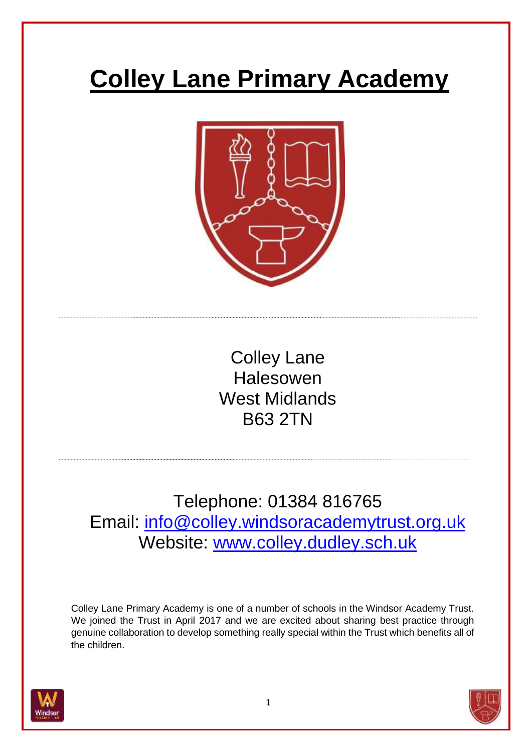# Colley Lane Primary Academy

Colley Lane
Halesowen
West Midlands
B63 2TN

Telephone: 01384 816765
Email: [info@colley.windsoracademytrust.org.uk](mailto:info@colley.windsoracademytrust.org.uk)
Website: [www.colley.dudley.sch.uk](http://www.colley.dudley.sch.uk)

Colley Lane Primary Academy is one of a number of schools in the Windsor Academy Trust. We joined the Trust in April 2017 and we are excited about sharing best practice through genuine collaboration to develop something really special within the Trust which benefits all of the children.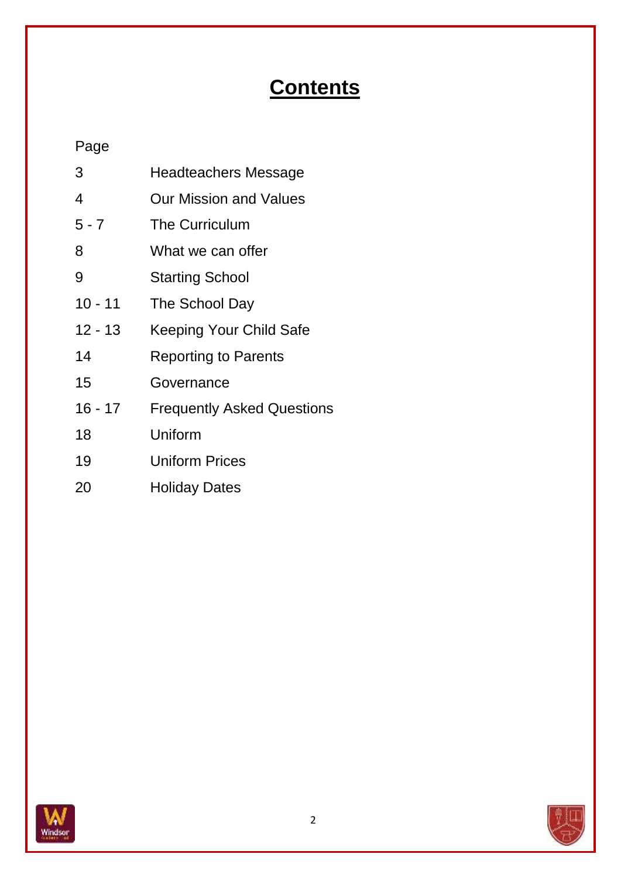# Contents

| Page | |
|---|---|
| 3 | Headteachers Message |
| 4 | Our Mission and Values |
| 5 - 7 | The Curriculum |
| 8 | What we can offer |
| 9 | Starting School |
| 10 - 11 | The School Day |
| 12 - 13 | Keeping Your Child Safe |
| 14 | Reporting to Parents |
| 15 | Governance |
| 16 - 17 | Frequently Asked Questions |
| 18 | Uniform |
| 19 | Uniform Prices |
| 20 | Holiday Dates |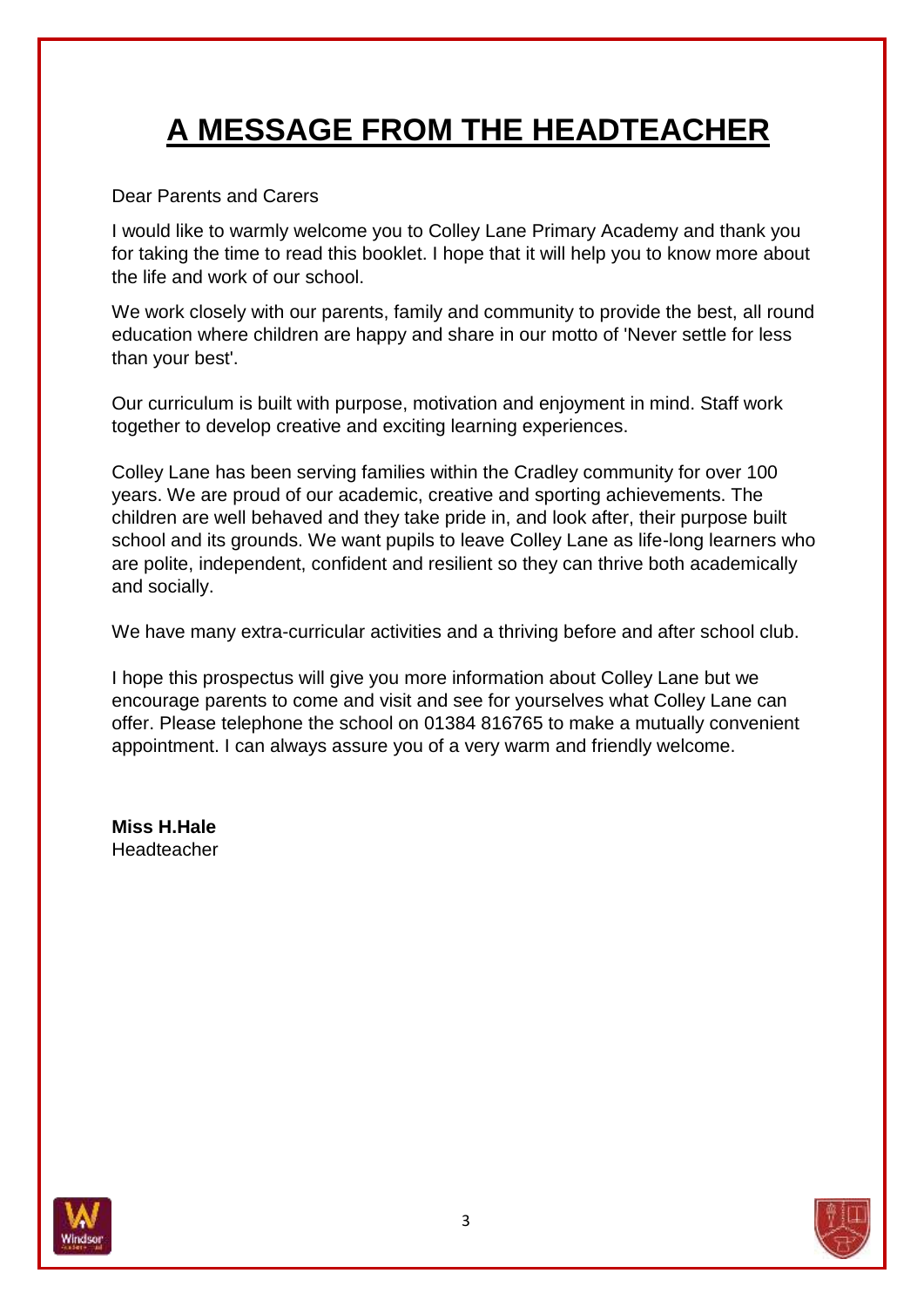# A MESSAGE FROM THE HEADTEACHER

Dear Parents and Carers

I would like to warmly welcome you to Colley Lane Primary Academy and thank you for taking the time to read this booklet. I hope that it will help you to know more about the life and work of our school.

We work closely with our parents, family and community to provide the best, all round education where children are happy and share in our motto of 'Never settle for less than your best'.

Our curriculum is built with purpose, motivation and enjoyment in mind. Staff work together to develop creative and exciting learning experiences.

Colley Lane has been serving families within the Cradley community for over 100 years. We are proud of our academic, creative and sporting achievements. The children are well behaved and they take pride in, and look after, their purpose built school and its grounds. We want pupils to leave Colley Lane as life-long learners who are polite, independent, confident and resilient so they can thrive both academically and socially.

We have many extra-curricular activities and a thriving before and after school club.

I hope this prospectus will give you more information about Colley Lane but we encourage parents to come and visit and see for yourselves what Colley Lane can offer. Please telephone the school on 01384 816765 to make a mutually convenient appointment. I can always assure you of a very warm and friendly welcome.

**Miss H.Hale**
Headteacher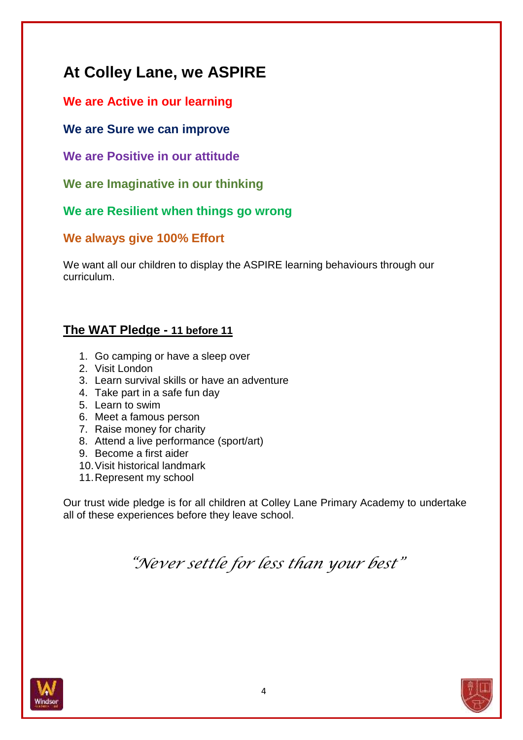## At Colley Lane, we ASPIRE

**We are Active in our learning**

**We are Sure we can improve**

**We are Positive in our attitude**

**We are Imaginative in our thinking**

**We are Resilient when things go wrong**

**We always give 100% Effort**

We want all our children to display the ASPIRE learning behaviours through our curriculum.

### The WAT Pledge - 11 before 11

1. Go camping or have a sleep over
2. Visit London
3. Learn survival skills or have an adventure
4. Take part in a safe fun day
5. Learn to swim
6. Meet a famous person
7. Raise money for charity
8. Attend a live performance (sport/art)
9. Become a first aider
10. Visit historical landmark
11. Represent my school

Our trust wide pledge is for all children at Colley Lane Primary Academy to undertake all of these experiences before they leave school.

*"Never settle for less than your best"*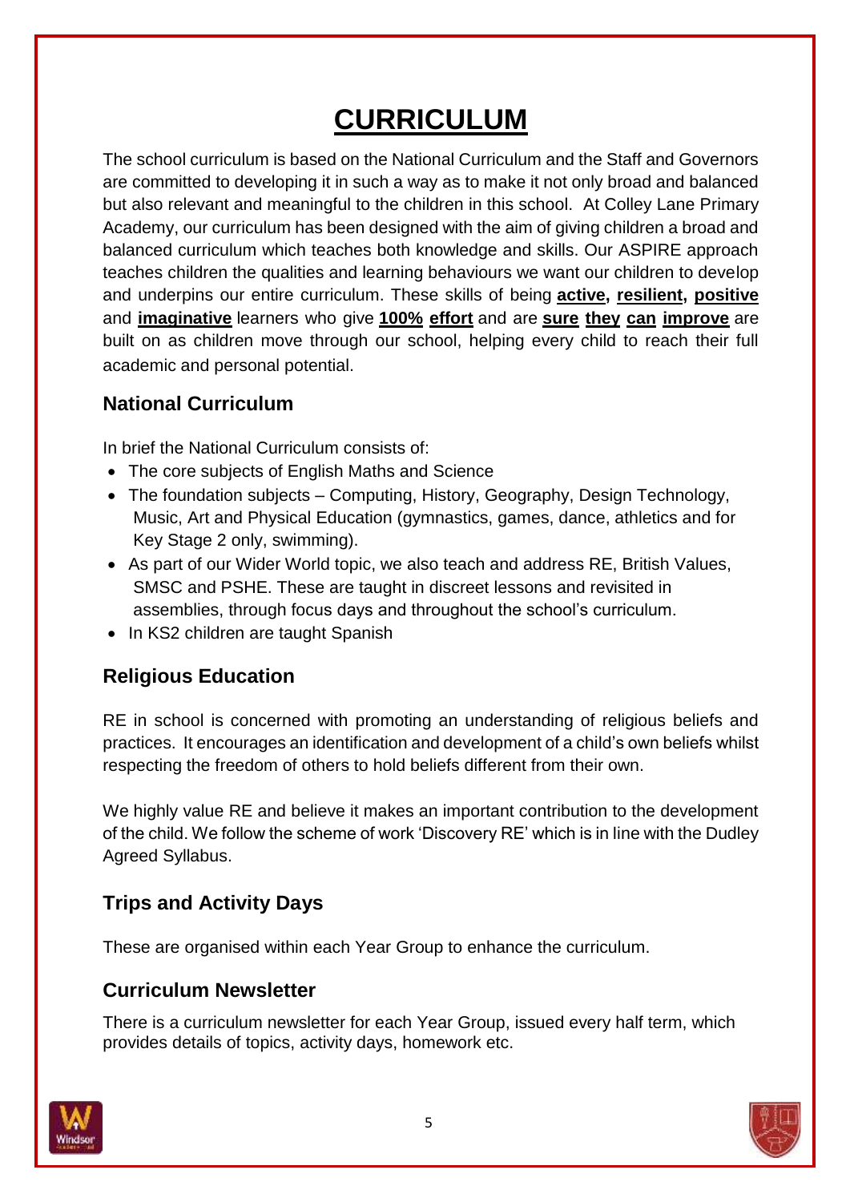# CURRICULUM

The school curriculum is based on the National Curriculum and the Staff and Governors are committed to developing it in such a way as to make it not only broad and balanced but also relevant and meaningful to the children in this school. At Colley Lane Primary Academy, our curriculum has been designed with the aim of giving children a broad and balanced curriculum which teaches both knowledge and skills. Our ASPIRE approach teaches children the qualities and learning behaviours we want our children to develop and underpins our entire curriculum. These skills of being **active, resilient, positive** and **imaginative** learners who give **100% effort** and are **sure they can improve** are built on as children move through our school, helping every child to reach their full academic and personal potential.

## National Curriculum

In brief the National Curriculum consists of:

- The core subjects of English Maths and Science
- The foundation subjects – Computing, History, Geography, Design Technology, Music, Art and Physical Education (gymnastics, games, dance, athletics and for Key Stage 2 only, swimming).
- As part of our Wider World topic, we also teach and address RE, British Values, SMSC and PSHE. These are taught in discreet lessons and revisited in assemblies, through focus days and throughout the school's curriculum.
- In KS2 children are taught Spanish

## Religious Education

RE in school is concerned with promoting an understanding of religious beliefs and practices. It encourages an identification and development of a child's own beliefs whilst respecting the freedom of others to hold beliefs different from their own.

We highly value RE and believe it makes an important contribution to the development of the child. We follow the scheme of work 'Discovery RE' which is in line with the Dudley Agreed Syllabus.

## Trips and Activity Days

These are organised within each Year Group to enhance the curriculum.

## Curriculum Newsletter

There is a curriculum newsletter for each Year Group, issued every half term, which provides details of topics, activity days, homework etc.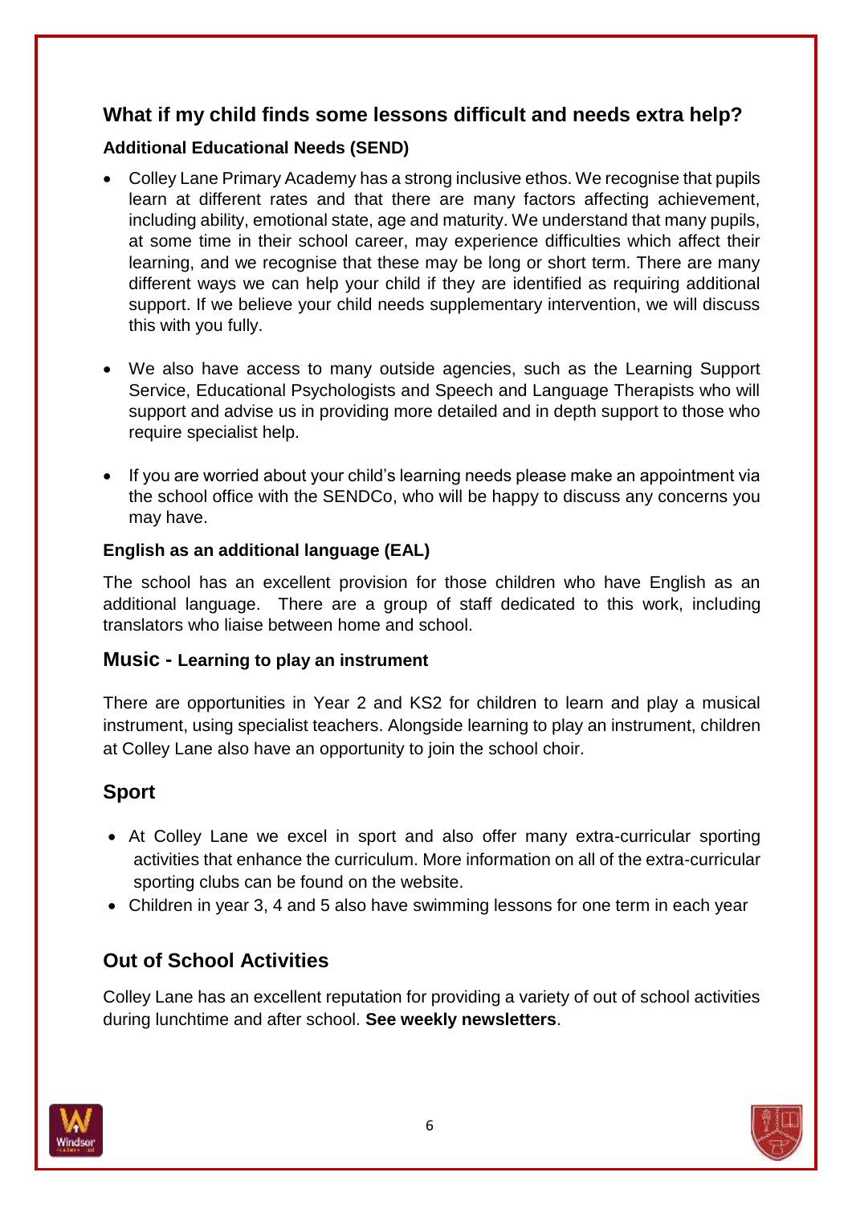## What if my child finds some lessons difficult and needs extra help?

### Additional Educational Needs (SEND)

- Colley Lane Primary Academy has a strong inclusive ethos. We recognise that pupils learn at different rates and that there are many factors affecting achievement, including ability, emotional state, age and maturity. We understand that many pupils, at some time in their school career, may experience difficulties which affect their learning, and we recognise that these may be long or short term. There are many different ways we can help your child if they are identified as requiring additional support. If we believe your child needs supplementary intervention, we will discuss this with you fully.

- We also have access to many outside agencies, such as the Learning Support Service, Educational Psychologists and Speech and Language Therapists who will support and advise us in providing more detailed and in depth support to those who require specialist help.

- If you are worried about your child's learning needs please make an appointment via the school office with the SENDCo, who will be happy to discuss any concerns you may have.

### English as an additional language (EAL)

The school has an excellent provision for those children who have English as an additional language. There are a group of staff dedicated to this work, including translators who liaise between home and school.

### Music - Learning to play an instrument

There are opportunities in Year 2 and KS2 for children to learn and play a musical instrument, using specialist teachers. Alongside learning to play an instrument, children at Colley Lane also have an opportunity to join the school choir.

## Sport

- At Colley Lane we excel in sport and also offer many extra-curricular sporting activities that enhance the curriculum. More information on all of the extra-curricular sporting clubs can be found on the website.
- Children in year 3, 4 and 5 also have swimming lessons for one term in each year

## Out of School Activities

Colley Lane has an excellent reputation for providing a variety of out of school activities during lunchtime and after school. **See weekly newsletters**.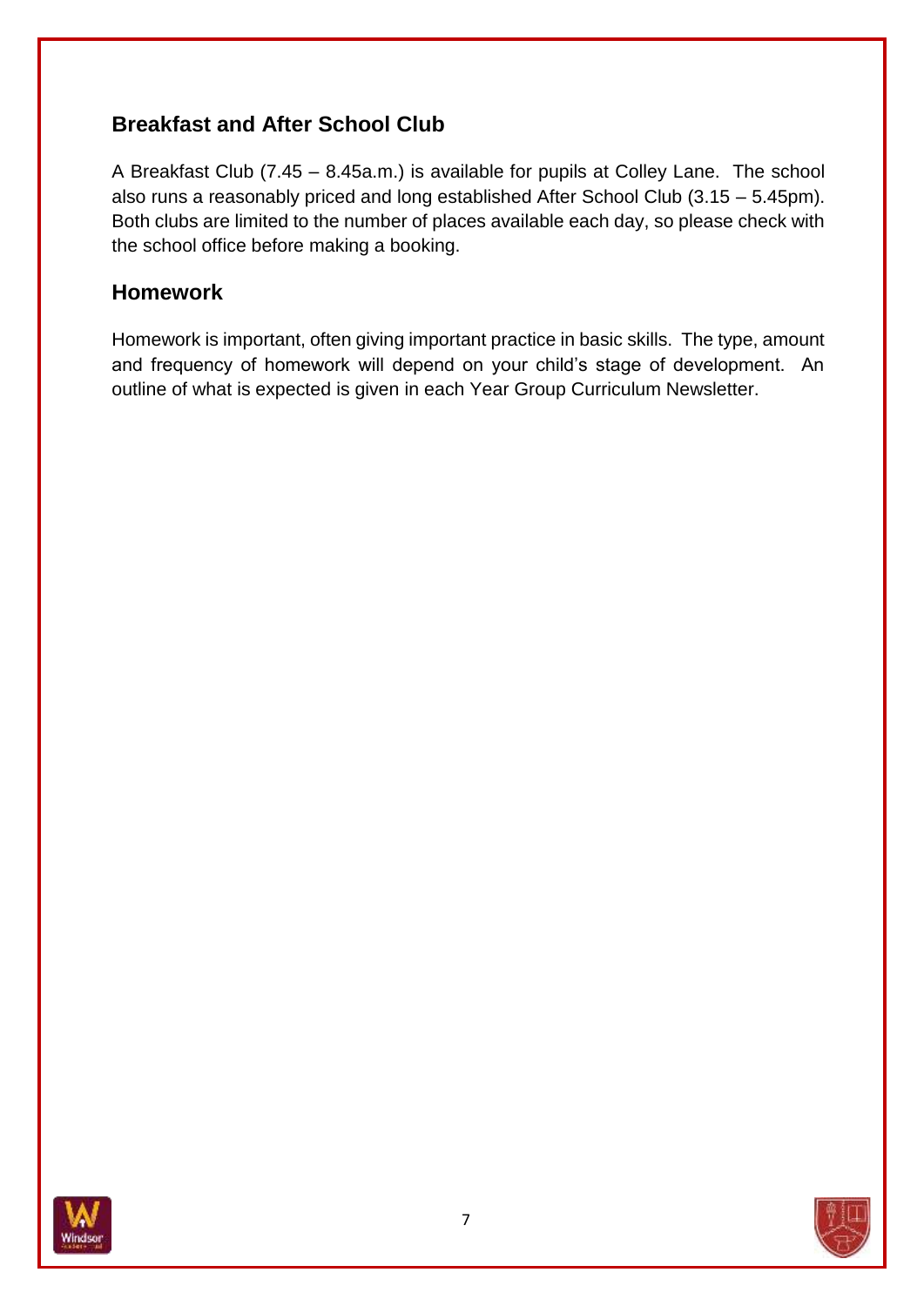## Breakfast and After School Club

A Breakfast Club (7.45 – 8.45a.m.) is available for pupils at Colley Lane. The school also runs a reasonably priced and long established After School Club (3.15 – 5.45pm). Both clubs are limited to the number of places available each day, so please check with the school office before making a booking.

## Homework

Homework is important, often giving important practice in basic skills. The type, amount and frequency of homework will depend on your child's stage of development. An outline of what is expected is given in each Year Group Curriculum Newsletter.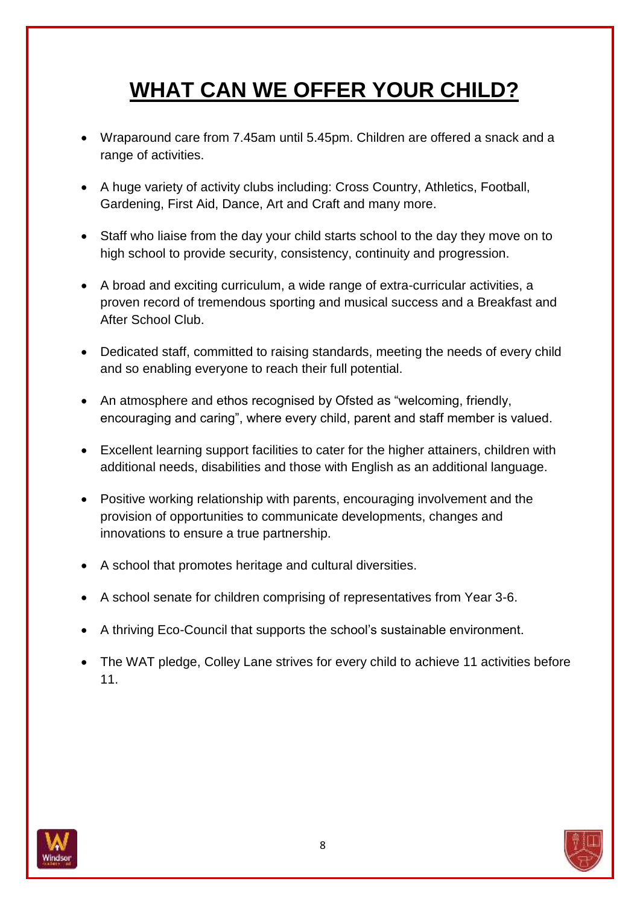# WHAT CAN WE OFFER YOUR CHILD?

- Wraparound care from 7.45am until 5.45pm. Children are offered a snack and a range of activities.
- A huge variety of activity clubs including: Cross Country, Athletics, Football, Gardening, First Aid, Dance, Art and Craft and many more.
- Staff who liaise from the day your child starts school to the day they move on to high school to provide security, consistency, continuity and progression.
- A broad and exciting curriculum, a wide range of extra-curricular activities, a proven record of tremendous sporting and musical success and a Breakfast and After School Club.
- Dedicated staff, committed to raising standards, meeting the needs of every child and so enabling everyone to reach their full potential.
- An atmosphere and ethos recognised by Ofsted as "welcoming, friendly, encouraging and caring", where every child, parent and staff member is valued.
- Excellent learning support facilities to cater for the higher attainers, children with additional needs, disabilities and those with English as an additional language.
- Positive working relationship with parents, encouraging involvement and the provision of opportunities to communicate developments, changes and innovations to ensure a true partnership.
- A school that promotes heritage and cultural diversities.
- A school senate for children comprising of representatives from Year 3-6.
- A thriving Eco-Council that supports the school's sustainable environment.
- The WAT pledge, Colley Lane strives for every child to achieve 11 activities before 11.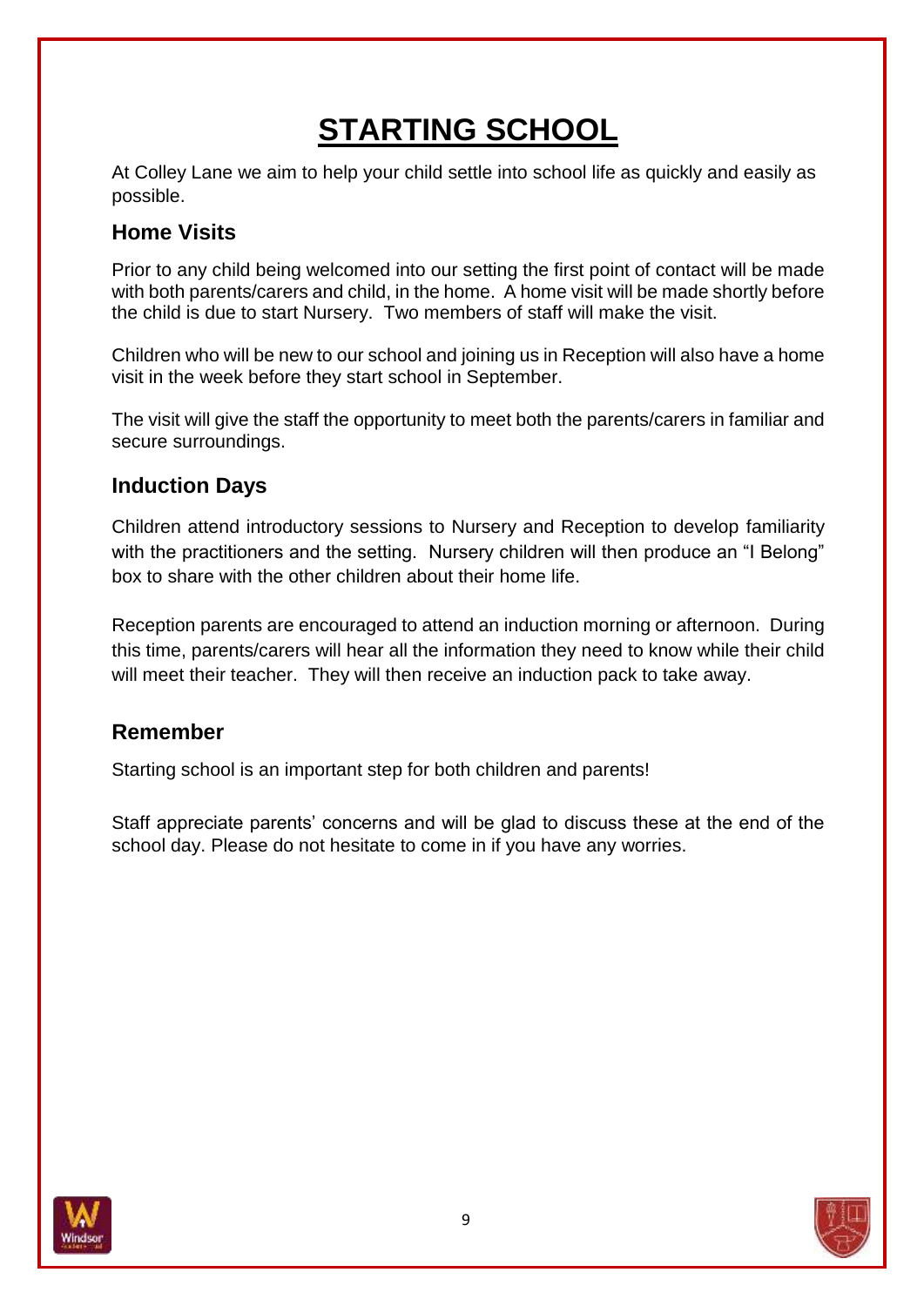# STARTING SCHOOL

At Colley Lane we aim to help your child settle into school life as quickly and easily as possible.

## Home Visits

Prior to any child being welcomed into our setting the first point of contact will be made with both parents/carers and child, in the home. A home visit will be made shortly before the child is due to start Nursery. Two members of staff will make the visit.

Children who will be new to our school and joining us in Reception will also have a home visit in the week before they start school in September.

The visit will give the staff the opportunity to meet both the parents/carers in familiar and secure surroundings.

## Induction Days

Children attend introductory sessions to Nursery and Reception to develop familiarity with the practitioners and the setting. Nursery children will then produce an "I Belong" box to share with the other children about their home life.

Reception parents are encouraged to attend an induction morning or afternoon. During this time, parents/carers will hear all the information they need to know while their child will meet their teacher. They will then receive an induction pack to take away.

## Remember

Starting school is an important step for both children and parents!

Staff appreciate parents' concerns and will be glad to discuss these at the end of the school day. Please do not hesitate to come in if you have any worries.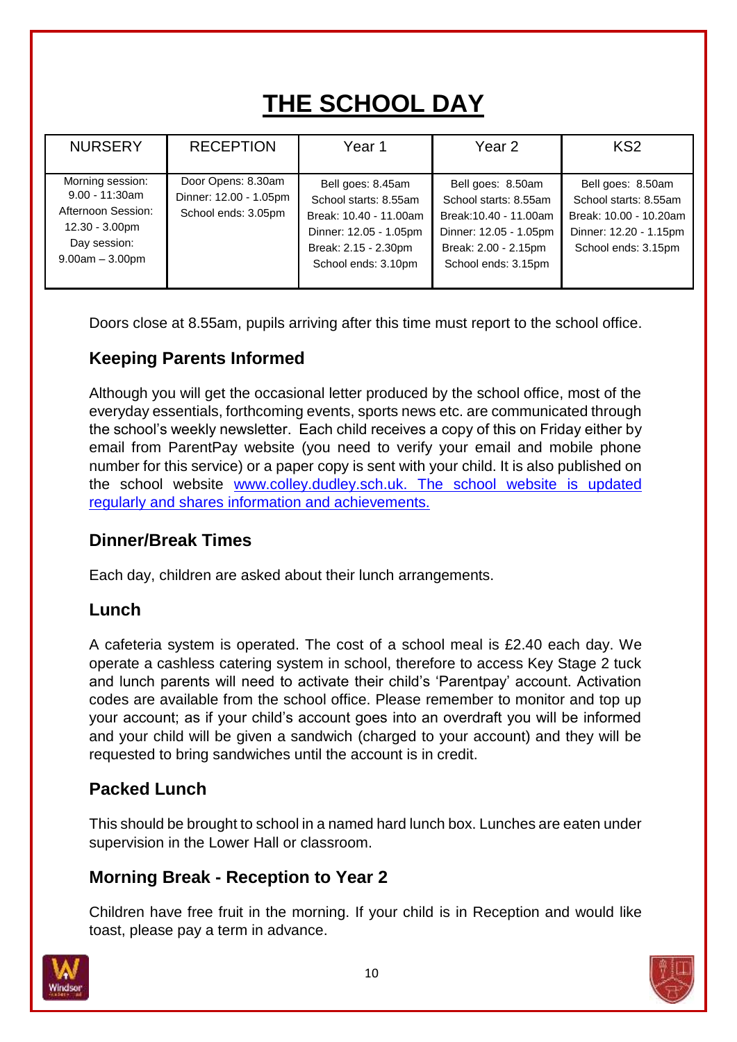# THE SCHOOL DAY

| NURSERY | RECEPTION | Year 1 | Year 2 | KS2 |
|---|---|---|---|---|
| Morning session: 9.00 - 11:30am<br>Afternoon Session: 12.30 - 3.00pm<br>Day session: 9.00am – 3.00pm | Door Opens: 8.30am<br>Dinner: 12.00 - 1.05pm<br>School ends: 3.05pm | Bell goes: 8.45am<br>School starts: 8.55am<br>Break: 10.40 - 11.00am<br>Dinner: 12.05 - 1.05pm<br>Break: 2.15 - 2.30pm<br>School ends: 3.10pm | Bell goes: 8.50am<br>School starts: 8.55am<br>Break:10.40 - 11.00am<br>Dinner: 12.05 - 1.05pm<br>Break: 2.00 - 2.15pm<br>School ends: 3.15pm | Bell goes: 8.50am<br>School starts: 8.55am<br>Break: 10.00 - 10.20am<br>Dinner: 12.20 - 1.15pm<br>School ends: 3.15pm |

Doors close at 8.55am, pupils arriving after this time must report to the school office.

## Keeping Parents Informed

Although you will get the occasional letter produced by the school office, most of the everyday essentials, forthcoming events, sports news etc. are communicated through the school's weekly newsletter. Each child receives a copy of this on Friday either by email from ParentPay website (you need to verify your email and mobile phone number for this service) or a paper copy is sent with your child. It is also published on the school website www.colley.dudley.sch.uk. The school website is updated regularly and shares information and achievements.

## Dinner/Break Times

Each day, children are asked about their lunch arrangements.

## Lunch

A cafeteria system is operated. The cost of a school meal is £2.40 each day. We operate a cashless catering system in school, therefore to access Key Stage 2 tuck and lunch parents will need to activate their child's 'Parentpay' account. Activation codes are available from the school office. Please remember to monitor and top up your account; as if your child's account goes into an overdraft you will be informed and your child will be given a sandwich (charged to your account) and they will be requested to bring sandwiches until the account is in credit.

## Packed Lunch

This should be brought to school in a named hard lunch box. Lunches are eaten under supervision in the Lower Hall or classroom.

## Morning Break - Reception to Year 2

Children have free fruit in the morning. If your child is in Reception and would like toast, please pay a term in advance.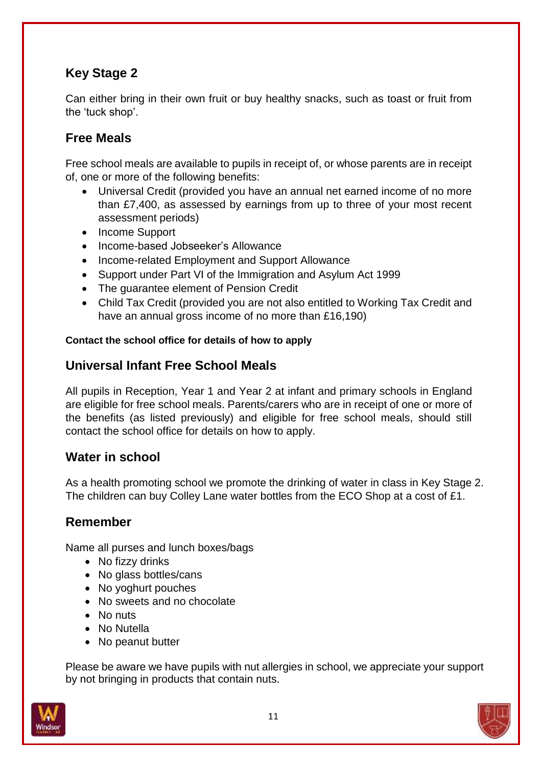## Key Stage 2

Can either bring in their own fruit or buy healthy snacks, such as toast or fruit from the 'tuck shop'.

## Free Meals

Free school meals are available to pupils in receipt of, or whose parents are in receipt of, one or more of the following benefits:

- Universal Credit (provided you have an annual net earned income of no more than £7,400, as assessed by earnings from up to three of your most recent assessment periods)
- Income Support
- Income-based Jobseeker's Allowance
- Income-related Employment and Support Allowance
- Support under Part VI of the Immigration and Asylum Act 1999
- The guarantee element of Pension Credit
- Child Tax Credit (provided you are not also entitled to Working Tax Credit and have an annual gross income of no more than £16,190)

**Contact the school office for details of how to apply**

## Universal Infant Free School Meals

All pupils in Reception, Year 1 and Year 2 at infant and primary schools in England are eligible for free school meals. Parents/carers who are in receipt of one or more of the benefits (as listed previously) and eligible for free school meals, should still contact the school office for details on how to apply.

## Water in school

As a health promoting school we promote the drinking of water in class in Key Stage 2. The children can buy Colley Lane water bottles from the ECO Shop at a cost of £1.

## Remember

Name all purses and lunch boxes/bags

- No fizzy drinks
- No glass bottles/cans
- No yoghurt pouches
- No sweets and no chocolate
- No nuts
- No Nutella
- No peanut butter

Please be aware we have pupils with nut allergies in school, we appreciate your support by not bringing in products that contain nuts.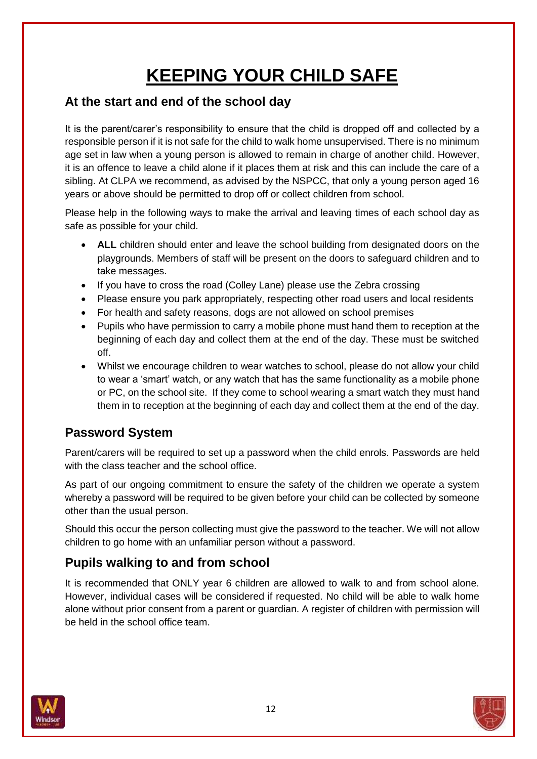# KEEPING YOUR CHILD SAFE

## At the start and end of the school day

It is the parent/carer's responsibility to ensure that the child is dropped off and collected by a responsible person if it is not safe for the child to walk home unsupervised. There is no minimum age set in law when a young person is allowed to remain in charge of another child. However, it is an offence to leave a child alone if it places them at risk and this can include the care of a sibling. At CLPA we recommend, as advised by the NSPCC, that only a young person aged 16 years or above should be permitted to drop off or collect children from school.

Please help in the following ways to make the arrival and leaving times of each school day as safe as possible for your child.

- **ALL** children should enter and leave the school building from designated doors on the playgrounds. Members of staff will be present on the doors to safeguard children and to take messages.
- If you have to cross the road (Colley Lane) please use the Zebra crossing
- Please ensure you park appropriately, respecting other road users and local residents
- For health and safety reasons, dogs are not allowed on school premises
- Pupils who have permission to carry a mobile phone must hand them to reception at the beginning of each day and collect them at the end of the day. These must be switched off.
- Whilst we encourage children to wear watches to school, please do not allow your child to wear a 'smart' watch, or any watch that has the same functionality as a mobile phone or PC, on the school site. If they come to school wearing a smart watch they must hand them in to reception at the beginning of each day and collect them at the end of the day.

## Password System

Parent/carers will be required to set up a password when the child enrols. Passwords are held with the class teacher and the school office.

As part of our ongoing commitment to ensure the safety of the children we operate a system whereby a password will be required to be given before your child can be collected by someone other than the usual person.

Should this occur the person collecting must give the password to the teacher. We will not allow children to go home with an unfamiliar person without a password.

## Pupils walking to and from school

It is recommended that ONLY year 6 children are allowed to walk to and from school alone. However, individual cases will be considered if requested. No child will be able to walk home alone without prior consent from a parent or guardian. A register of children with permission will be held in the school office team.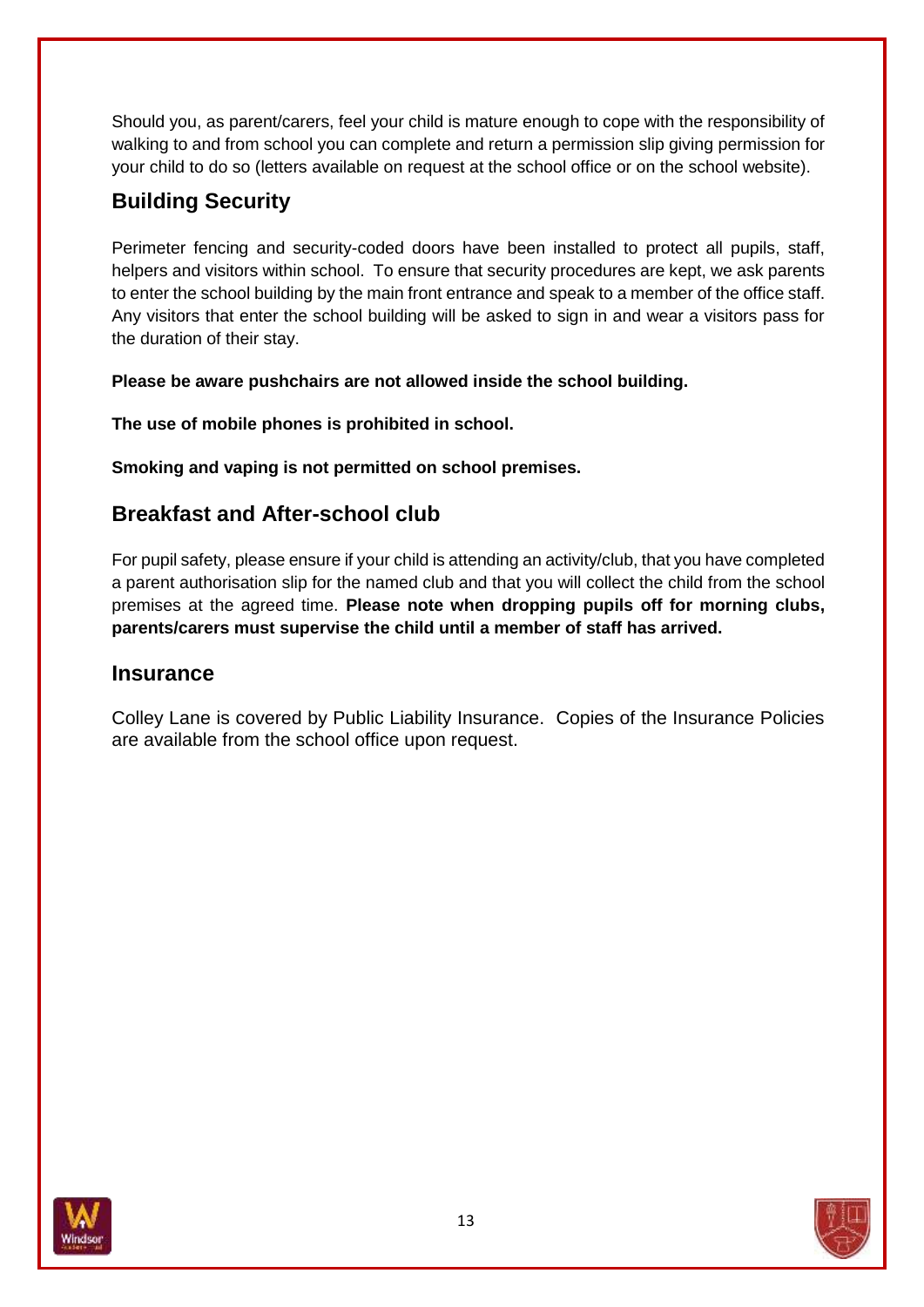Should you, as parent/carers, feel your child is mature enough to cope with the responsibility of walking to and from school you can complete and return a permission slip giving permission for your child to do so (letters available on request at the school office or on the school website).

## Building Security

Perimeter fencing and security-coded doors have been installed to protect all pupils, staff, helpers and visitors within school. To ensure that security procedures are kept, we ask parents to enter the school building by the main front entrance and speak to a member of the office staff. Any visitors that enter the school building will be asked to sign in and wear a visitors pass for the duration of their stay.

**Please be aware pushchairs are not allowed inside the school building.**

**The use of mobile phones is prohibited in school.**

**Smoking and vaping is not permitted on school premises.**

## Breakfast and After-school club

For pupil safety, please ensure if your child is attending an activity/club, that you have completed a parent authorisation slip for the named club and that you will collect the child from the school premises at the agreed time. **Please note when dropping pupils off for morning clubs, parents/carers must supervise the child until a member of staff has arrived.**

## Insurance

Colley Lane is covered by Public Liability Insurance. Copies of the Insurance Policies are available from the school office upon request.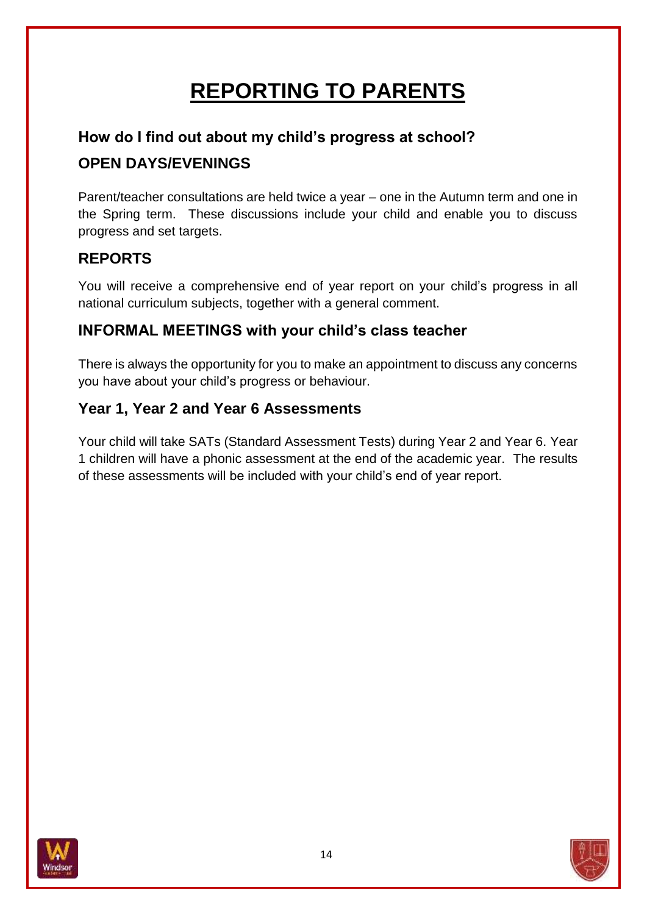# REPORTING TO PARENTS

## How do I find out about my child's progress at school?

## OPEN DAYS/EVENINGS

Parent/teacher consultations are held twice a year – one in the Autumn term and one in the Spring term. These discussions include your child and enable you to discuss progress and set targets.

## REPORTS

You will receive a comprehensive end of year report on your child's progress in all national curriculum subjects, together with a general comment.

## INFORMAL MEETINGS with your child's class teacher

There is always the opportunity for you to make an appointment to discuss any concerns you have about your child's progress or behaviour.

## Year 1, Year 2 and Year 6 Assessments

Your child will take SATs (Standard Assessment Tests) during Year 2 and Year 6. Year 1 children will have a phonic assessment at the end of the academic year. The results of these assessments will be included with your child's end of year report.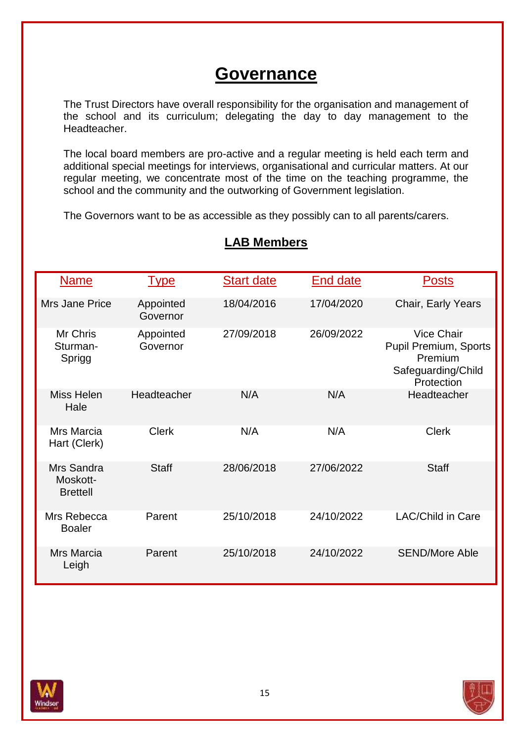# Governance

The Trust Directors have overall responsibility for the organisation and management of the school and its curriculum; delegating the day to day management to the Headteacher.

The local board members are pro-active and a regular meeting is held each term and additional special meetings for interviews, organisational and curricular matters. At our regular meeting, we concentrate most of the time on the teaching programme, the school and the community and the outworking of Government legislation.

The Governors want to be as accessible as they possibly can to all parents/carers.

## LAB Members

| Name | Type | Start date | End date | Posts |
|---|---|---|---|---|
| Mrs Jane Price | Appointed Governor | 18/04/2016 | 17/04/2020 | Chair, Early Years |
| Mr Chris Sturman-Sprigg | Appointed Governor | 27/09/2018 | 26/09/2022 | Vice Chair Pupil Premium, Sports Premium Safeguarding/Child Protection |
| Miss Helen Hale | Headteacher | N/A | N/A | Headteacher |
| Mrs Marcia Hart (Clerk) | Clerk | N/A | N/A | Clerk |
| Mrs Sandra Moskott-Brettell | Staff | 28/06/2018 | 27/06/2022 | Staff |
| Mrs Rebecca Boaler | Parent | 25/10/2018 | 24/10/2022 | LAC/Child in Care |
| Mrs Marcia Leigh | Parent | 25/10/2018 | 24/10/2022 | SEND/More Able |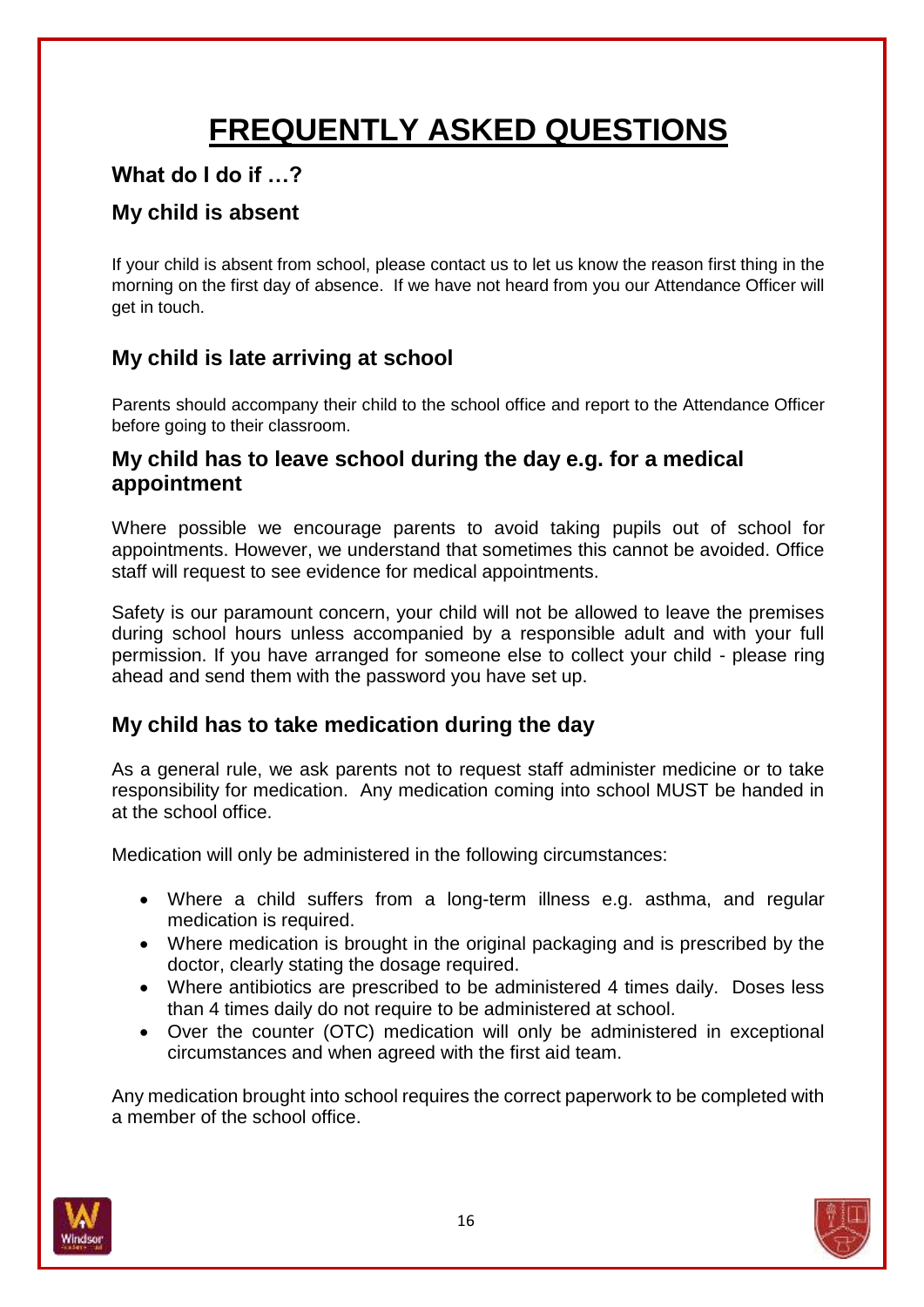# FREQUENTLY ASKED QUESTIONS

### What do I do if …?

## My child is absent

If your child is absent from school, please contact us to let us know the reason first thing in the morning on the first day of absence. If we have not heard from you our Attendance Officer will get in touch.

## My child is late arriving at school

Parents should accompany their child to the school office and report to the Attendance Officer before going to their classroom.

## My child has to leave school during the day e.g. for a medical appointment

Where possible we encourage parents to avoid taking pupils out of school for appointments. However, we understand that sometimes this cannot be avoided. Office staff will request to see evidence for medical appointments.

Safety is our paramount concern, your child will not be allowed to leave the premises during school hours unless accompanied by a responsible adult and with your full permission. If you have arranged for someone else to collect your child - please ring ahead and send them with the password you have set up.

## My child has to take medication during the day

As a general rule, we ask parents not to request staff administer medicine or to take responsibility for medication. Any medication coming into school MUST be handed in at the school office.

Medication will only be administered in the following circumstances:

- Where a child suffers from a long-term illness e.g. asthma, and regular medication is required.
- Where medication is brought in the original packaging and is prescribed by the doctor, clearly stating the dosage required.
- Where antibiotics are prescribed to be administered 4 times daily. Doses less than 4 times daily do not require to be administered at school.
- Over the counter (OTC) medication will only be administered in exceptional circumstances and when agreed with the first aid team.

Any medication brought into school requires the correct paperwork to be completed with a member of the school office.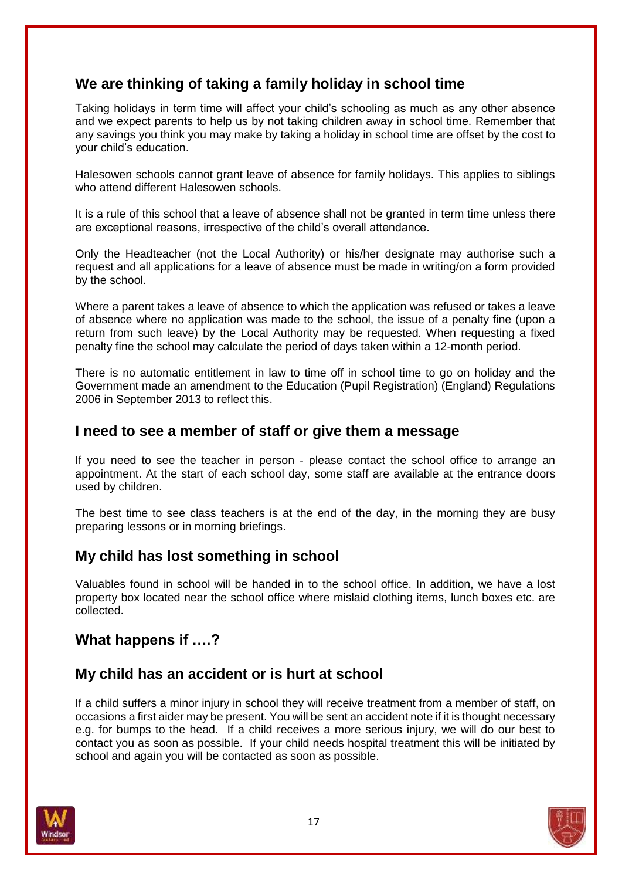## We are thinking of taking a family holiday in school time

Taking holidays in term time will affect your child's schooling as much as any other absence and we expect parents to help us by not taking children away in school time. Remember that any savings you think you may make by taking a holiday in school time are offset by the cost to your child's education.

Halesowen schools cannot grant leave of absence for family holidays. This applies to siblings who attend different Halesowen schools.

It is a rule of this school that a leave of absence shall not be granted in term time unless there are exceptional reasons, irrespective of the child's overall attendance.

Only the Headteacher (not the Local Authority) or his/her designate may authorise such a request and all applications for a leave of absence must be made in writing/on a form provided by the school.

Where a parent takes a leave of absence to which the application was refused or takes a leave of absence where no application was made to the school, the issue of a penalty fine (upon a return from such leave) by the Local Authority may be requested. When requesting a fixed penalty fine the school may calculate the period of days taken within a 12-month period.

There is no automatic entitlement in law to time off in school time to go on holiday and the Government made an amendment to the Education (Pupil Registration) (England) Regulations 2006 in September 2013 to reflect this.

## I need to see a member of staff or give them a message

If you need to see the teacher in person - please contact the school office to arrange an appointment. At the start of each school day, some staff are available at the entrance doors used by children.

The best time to see class teachers is at the end of the day, in the morning they are busy preparing lessons or in morning briefings.

## My child has lost something in school

Valuables found in school will be handed in to the school office. In addition, we have a lost property box located near the school office where mislaid clothing items, lunch boxes etc. are collected.

## What happens if ….?

## My child has an accident or is hurt at school

If a child suffers a minor injury in school they will receive treatment from a member of staff, on occasions a first aider may be present. You will be sent an accident note if it is thought necessary e.g. for bumps to the head. If a child receives a more serious injury, we will do our best to contact you as soon as possible. If your child needs hospital treatment this will be initiated by school and again you will be contacted as soon as possible.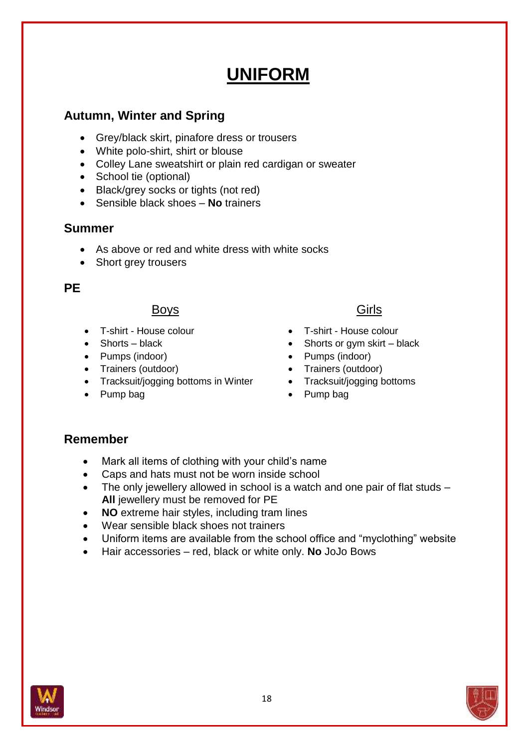# UNIFORM

## Autumn, Winter and Spring

- Grey/black skirt, pinafore dress or trousers
- White polo-shirt, shirt or blouse
- Colley Lane sweatshirt or plain red cardigan or sweater
- School tie (optional)
- Black/grey socks or tights (not red)
- Sensible black shoes – **No** trainers

## Summer

- As above or red and white dress with white socks
- Short grey trousers

## PE

### Boys

- T-shirt - House colour
- Shorts – black
- Pumps (indoor)
- Trainers (outdoor)
- Tracksuit/jogging bottoms in Winter
- Pump bag

### Girls

- T-shirt - House colour
- Shorts or gym skirt – black
- Pumps (indoor)
- Trainers (outdoor)
- Tracksuit/jogging bottoms
- Pump bag

## Remember

- Mark all items of clothing with your child's name
- Caps and hats must not be worn inside school
- The only jewellery allowed in school is a watch and one pair of flat studs – **All** jewellery must be removed for PE
- **NO** extreme hair styles, including tram lines
- Wear sensible black shoes not trainers
- Uniform items are available from the school office and "myclothing" website
- Hair accessories – red, black or white only. **No** JoJo Bows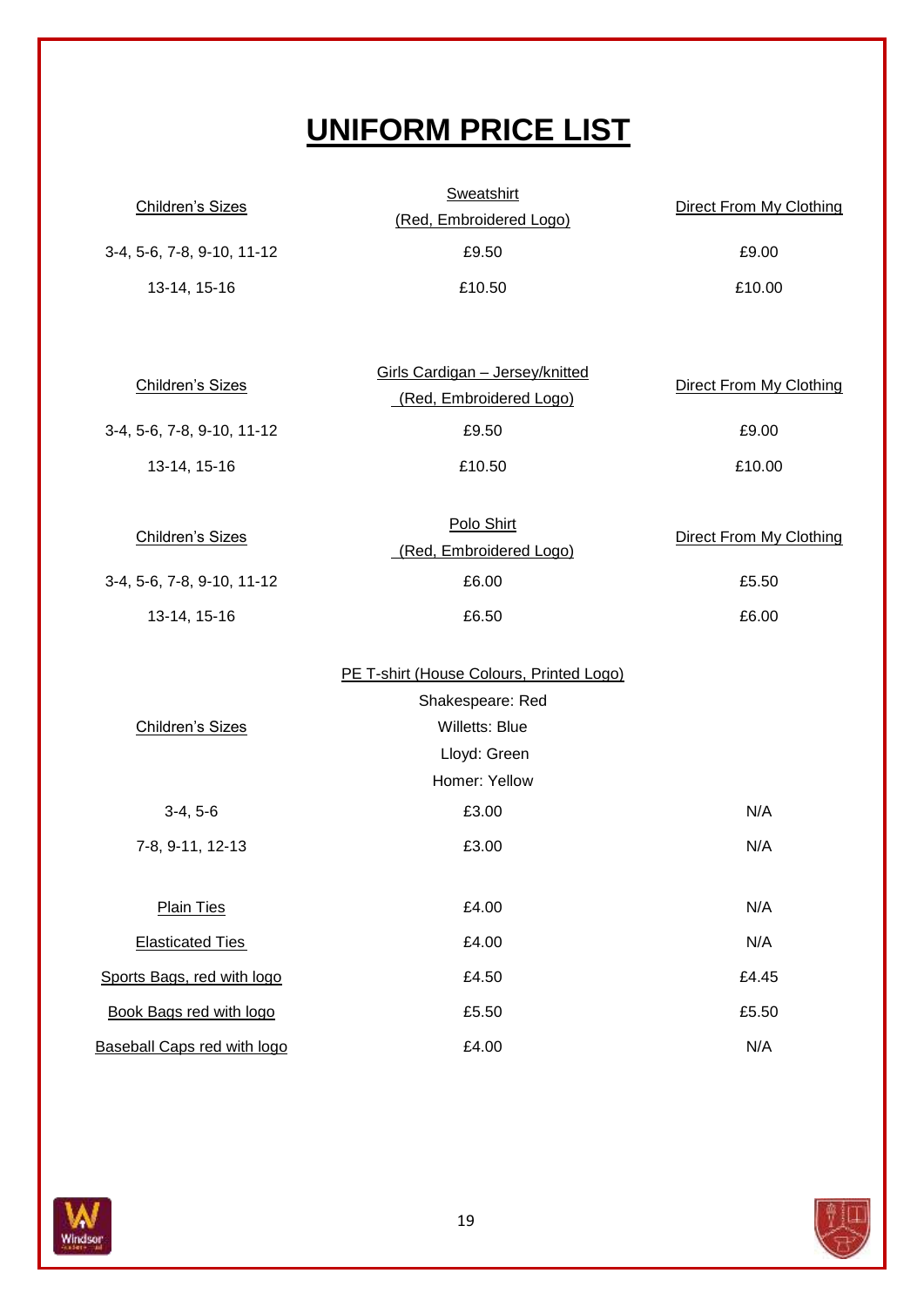# UNIFORM PRICE LIST

| Children's Sizes | Sweatshirt (Red, Embroidered Logo) | Direct From My Clothing |
| --- | --- | --- |
| 3-4, 5-6, 7-8, 9-10, 11-12 | £9.50 | £9.00 |
| 13-14, 15-16 | £10.50 | £10.00 |

| Children's Sizes | Girls Cardigan – Jersey/knitted (Red, Embroidered Logo) | Direct From My Clothing |
| --- | --- | --- |
| 3-4, 5-6, 7-8, 9-10, 11-12 | £9.50 | £9.00 |
| 13-14, 15-16 | £10.50 | £10.00 |

| Children's Sizes | Polo Shirt (Red, Embroidered Logo) | Direct From My Clothing |
| --- | --- | --- |
| 3-4, 5-6, 7-8, 9-10, 11-12 | £6.00 | £5.50 |
| 13-14, 15-16 | £6.50 | £6.00 |

| Children's Sizes | PE T-shirt (House Colours, Printed Logo) Shakespeare: Red, Willetts: Blue, Lloyd: Green, Homer: Yellow | |
| --- | --- | --- |
| 3-4, 5-6 | £3.00 | N/A |
| 7-8, 9-11, 12-13 | £3.00 | N/A |

| Item | Price | Direct From My Clothing |
| --- | --- | --- |
| Plain Ties | £4.00 | N/A |
| Elasticated Ties | £4.00 | N/A |
| Sports Bags, red with logo | £4.50 | £4.45 |
| Book Bags red with logo | £5.50 | £5.50 |
| Baseball Caps red with logo | £4.00 | N/A |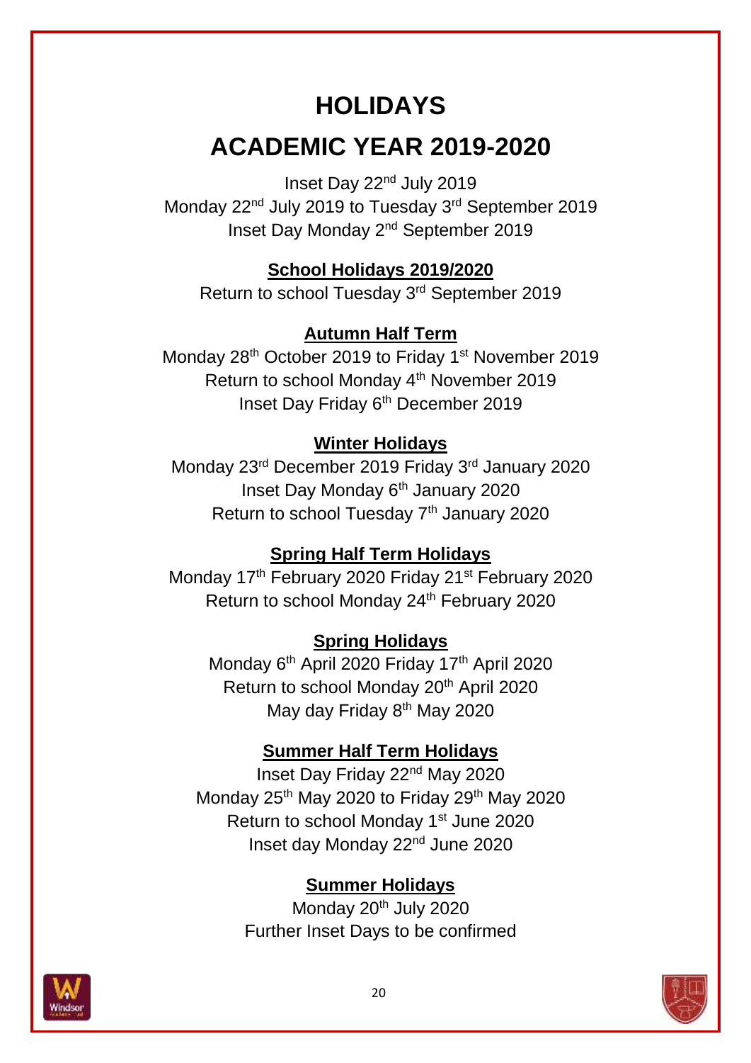# HOLIDAYS

# ACADEMIC YEAR 2019-2020

Inset Day 22nd July 2019
Monday 22nd July 2019 to Tuesday 3rd September 2019
Inset Day Monday 2nd September 2019

**School Holidays 2019/2020**

Return to school Tuesday 3rd September 2019

**Autumn Half Term**

Monday 28th October 2019 to Friday 1st November 2019
Return to school Monday 4th November 2019
Inset Day Friday 6th December 2019

**Winter Holidays**

Monday 23rd December 2019 Friday 3rd January 2020
Inset Day Monday 6th January 2020
Return to school Tuesday 7th January 2020

**Spring Half Term Holidays**

Monday 17th February 2020 Friday 21st February 2020
Return to school Monday 24th February 2020

**Spring Holidays**

Monday 6th April 2020 Friday 17th April 2020
Return to school Monday 20th April 2020
May day Friday 8th May 2020

**Summer Half Term Holidays**

Inset Day Friday 22nd May 2020
Monday 25th May 2020 to Friday 29th May 2020
Return to school Monday 1st June 2020
Inset day Monday 22nd June 2020

**Summer Holidays**

Monday 20th July 2020
Further Inset Days to be confirmed